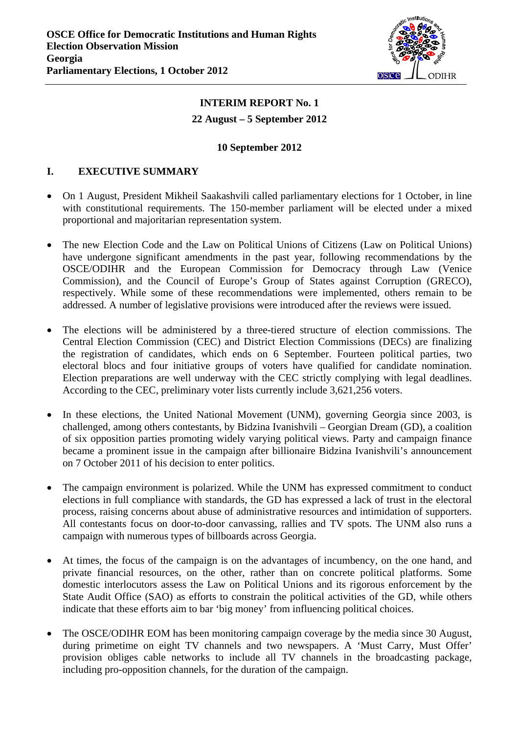**OSCE Office for Democratic Institutions and Human Rights**
**Election Observation Mission**
**Georgia**
**Parliamentary Elections, 1 October 2012**

# INTERIM REPORT No. 1

**22 August – 5 September 2012**

**10 September 2012**

## I. EXECUTIVE SUMMARY

- On 1 August, President Mikheil Saakashvili called parliamentary elections for 1 October, in line with constitutional requirements. The 150-member parliament will be elected under a mixed proportional and majoritarian representation system.

- The new Election Code and the Law on Political Unions of Citizens (Law on Political Unions) have undergone significant amendments in the past year, following recommendations by the OSCE/ODIHR and the European Commission for Democracy through Law (Venice Commission), and the Council of Europe's Group of States against Corruption (GRECO), respectively. While some of these recommendations were implemented, others remain to be addressed. A number of legislative provisions were introduced after the reviews were issued.

- The elections will be administered by a three-tiered structure of election commissions. The Central Election Commission (CEC) and District Election Commissions (DECs) are finalizing the registration of candidates, which ends on 6 September. Fourteen political parties, two electoral blocs and four initiative groups of voters have qualified for candidate nomination. Election preparations are well underway with the CEC strictly complying with legal deadlines. According to the CEC, preliminary voter lists currently include 3,621,256 voters.

- In these elections, the United National Movement (UNM), governing Georgia since 2003, is challenged, among others contestants, by Bidzina Ivanishvili – Georgian Dream (GD), a coalition of six opposition parties promoting widely varying political views. Party and campaign finance became a prominent issue in the campaign after billionaire Bidzina Ivanishvili's announcement on 7 October 2011 of his decision to enter politics.

- The campaign environment is polarized. While the UNM has expressed commitment to conduct elections in full compliance with standards, the GD has expressed a lack of trust in the electoral process, raising concerns about abuse of administrative resources and intimidation of supporters. All contestants focus on door-to-door canvassing, rallies and TV spots. The UNM also runs a campaign with numerous types of billboards across Georgia.

- At times, the focus of the campaign is on the advantages of incumbency, on the one hand, and private financial resources, on the other, rather than on concrete political platforms. Some domestic interlocutors assess the Law on Political Unions and its rigorous enforcement by the State Audit Office (SAO) as efforts to constrain the political activities of the GD, while others indicate that these efforts aim to bar 'big money' from influencing political choices.

- The OSCE/ODIHR EOM has been monitoring campaign coverage by the media since 30 August, during primetime on eight TV channels and two newspapers. A 'Must Carry, Must Offer' provision obliges cable networks to include all TV channels in the broadcasting package, including pro-opposition channels, for the duration of the campaign.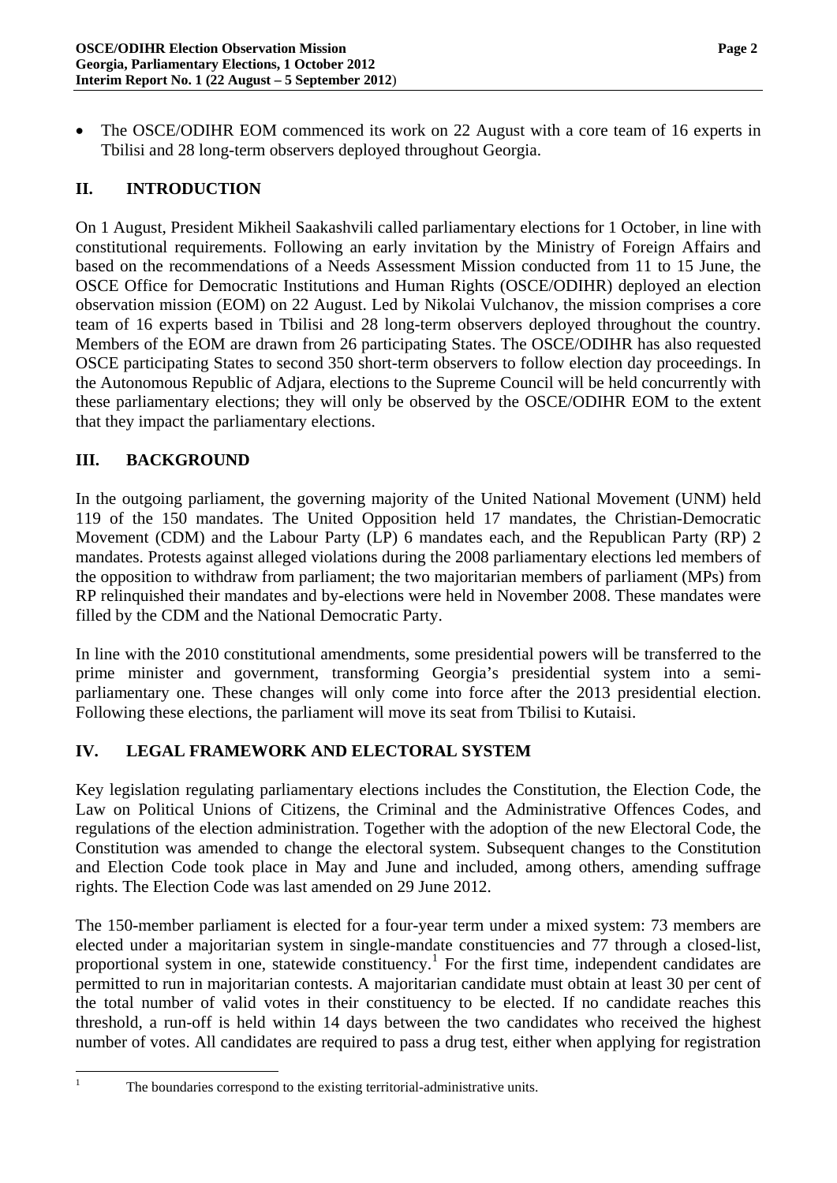- The OSCE/ODIHR EOM commenced its work on 22 August with a core team of 16 experts in Tbilisi and 28 long-term observers deployed throughout Georgia.

## II. INTRODUCTION

On 1 August, President Mikheil Saakashvili called parliamentary elections for 1 October, in line with constitutional requirements. Following an early invitation by the Ministry of Foreign Affairs and based on the recommendations of a Needs Assessment Mission conducted from 11 to 15 June, the OSCE Office for Democratic Institutions and Human Rights (OSCE/ODIHR) deployed an election observation mission (EOM) on 22 August. Led by Nikolai Vulchanov, the mission comprises a core team of 16 experts based in Tbilisi and 28 long-term observers deployed throughout the country. Members of the EOM are drawn from 26 participating States. The OSCE/ODIHR has also requested OSCE participating States to second 350 short-term observers to follow election day proceedings. In the Autonomous Republic of Adjara, elections to the Supreme Council will be held concurrently with these parliamentary elections; they will only be observed by the OSCE/ODIHR EOM to the extent that they impact the parliamentary elections.

## III. BACKGROUND

In the outgoing parliament, the governing majority of the United National Movement (UNM) held 119 of the 150 mandates. The United Opposition held 17 mandates, the Christian-Democratic Movement (CDM) and the Labour Party (LP) 6 mandates each, and the Republican Party (RP) 2 mandates. Protests against alleged violations during the 2008 parliamentary elections led members of the opposition to withdraw from parliament; the two majoritarian members of parliament (MPs) from RP relinquished their mandates and by-elections were held in November 2008. These mandates were filled by the CDM and the National Democratic Party.

In line with the 2010 constitutional amendments, some presidential powers will be transferred to the prime minister and government, transforming Georgia's presidential system into a semi-parliamentary one. These changes will only come into force after the 2013 presidential election. Following these elections, the parliament will move its seat from Tbilisi to Kutaisi.

## IV. LEGAL FRAMEWORK AND ELECTORAL SYSTEM

Key legislation regulating parliamentary elections includes the Constitution, the Election Code, the Law on Political Unions of Citizens, the Criminal and the Administrative Offences Codes, and regulations of the election administration. Together with the adoption of the new Electoral Code, the Constitution was amended to change the electoral system. Subsequent changes to the Constitution and Election Code took place in May and June and included, among others, amending suffrage rights. The Election Code was last amended on 29 June 2012.

The 150-member parliament is elected for a four-year term under a mixed system: 73 members are elected under a majoritarian system in single-mandate constituencies and 77 through a closed-list, proportional system in one, statewide constituency.[1] For the first time, independent candidates are permitted to run in majoritarian contests. A majoritarian candidate must obtain at least 30 per cent of the total number of valid votes in their constituency to be elected. If no candidate reaches this threshold, a run-off is held within 14 days between the two candidates who received the highest number of votes. All candidates are required to pass a drug test, either when applying for registration

[1] The boundaries correspond to the existing territorial-administrative units.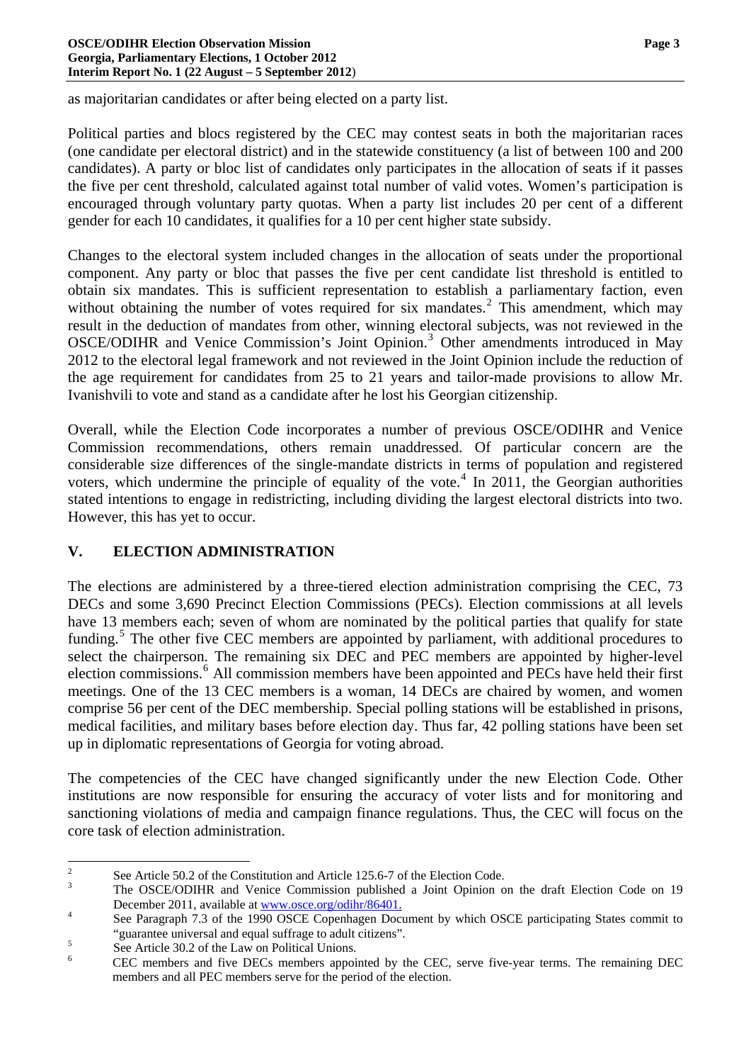as majoritarian candidates or after being elected on a party list.

Political parties and blocs registered by the CEC may contest seats in both the majoritarian races (one candidate per electoral district) and in the statewide constituency (a list of between 100 and 200 candidates). A party or bloc list of candidates only participates in the allocation of seats if it passes the five per cent threshold, calculated against total number of valid votes. Women's participation is encouraged through voluntary party quotas. When a party list includes 20 per cent of a different gender for each 10 candidates, it qualifies for a 10 per cent higher state subsidy.

Changes to the electoral system included changes in the allocation of seats under the proportional component. Any party or bloc that passes the five per cent candidate list threshold is entitled to obtain six mandates. This is sufficient representation to establish a parliamentary faction, even without obtaining the number of votes required for six mandates.[2] This amendment, which may result in the deduction of mandates from other, winning electoral subjects, was not reviewed in the OSCE/ODIHR and Venice Commission's Joint Opinion.[3] Other amendments introduced in May 2012 to the electoral legal framework and not reviewed in the Joint Opinion include the reduction of the age requirement for candidates from 25 to 21 years and tailor-made provisions to allow Mr. Ivanishvili to vote and stand as a candidate after he lost his Georgian citizenship.

Overall, while the Election Code incorporates a number of previous OSCE/ODIHR and Venice Commission recommendations, others remain unaddressed. Of particular concern are the considerable size differences of the single-mandate districts in terms of population and registered voters, which undermine the principle of equality of the vote.[4] In 2011, the Georgian authorities stated intentions to engage in redistricting, including dividing the largest electoral districts into two. However, this has yet to occur.

## V. ELECTION ADMINISTRATION

The elections are administered by a three-tiered election administration comprising the CEC, 73 DECs and some 3,690 Precinct Election Commissions (PECs). Election commissions at all levels have 13 members each; seven of whom are nominated by the political parties that qualify for state funding.[5] The other five CEC members are appointed by parliament, with additional procedures to select the chairperson. The remaining six DEC and PEC members are appointed by higher-level election commissions.[6] All commission members have been appointed and PECs have held their first meetings. One of the 13 CEC members is a woman, 14 DECs are chaired by women, and women comprise 56 per cent of the DEC membership. Special polling stations will be established in prisons, medical facilities, and military bases before election day. Thus far, 42 polling stations have been set up in diplomatic representations of Georgia for voting abroad.

The competencies of the CEC have changed significantly under the new Election Code. Other institutions are now responsible for ensuring the accuracy of voter lists and for monitoring and sanctioning violations of media and campaign finance regulations. Thus, the CEC will focus on the core task of election administration.

---

[2] See Article 50.2 of the Constitution and Article 125.6-7 of the Election Code.

[3] The OSCE/ODIHR and Venice Commission published a Joint Opinion on the draft Election Code on 19 December 2011, available at www.osce.org/odihr/86401.

[4] See Paragraph 7.3 of the 1990 OSCE Copenhagen Document by which OSCE participating States commit to "guarantee universal and equal suffrage to adult citizens".

[5] See Article 30.2 of the Law on Political Unions.

[6] CEC members and five DECs members appointed by the CEC, serve five-year terms. The remaining DEC members and all PEC members serve for the period of the election.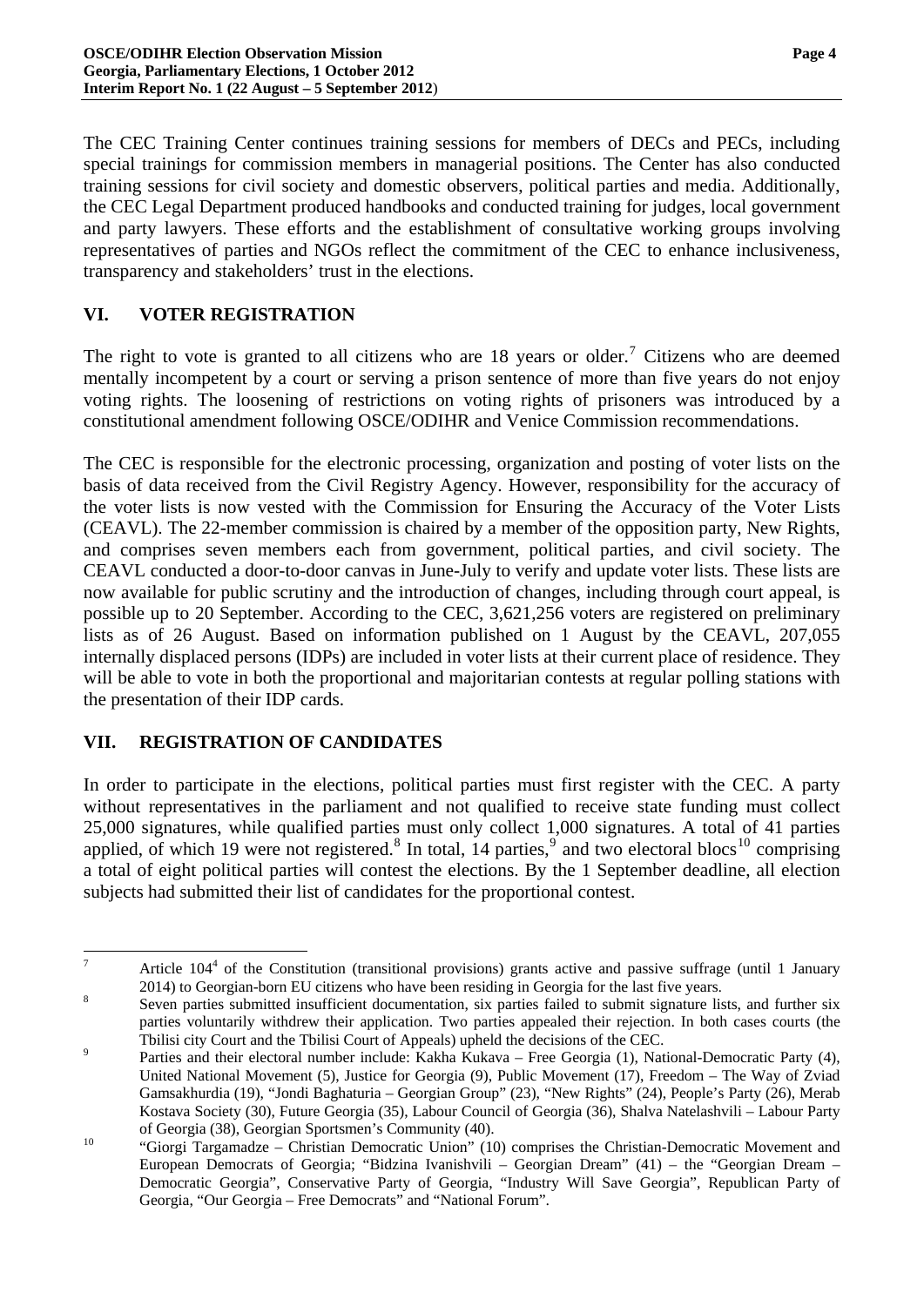The CEC Training Center continues training sessions for members of DECs and PECs, including special trainings for commission members in managerial positions. The Center has also conducted training sessions for civil society and domestic observers, political parties and media. Additionally, the CEC Legal Department produced handbooks and conducted training for judges, local government and party lawyers. These efforts and the establishment of consultative working groups involving representatives of parties and NGOs reflect the commitment of the CEC to enhance inclusiveness, transparency and stakeholders' trust in the elections.

## VI. VOTER REGISTRATION

The right to vote is granted to all citizens who are 18 years or older.[7] Citizens who are deemed mentally incompetent by a court or serving a prison sentence of more than five years do not enjoy voting rights. The loosening of restrictions on voting rights of prisoners was introduced by a constitutional amendment following OSCE/ODIHR and Venice Commission recommendations.

The CEC is responsible for the electronic processing, organization and posting of voter lists on the basis of data received from the Civil Registry Agency. However, responsibility for the accuracy of the voter lists is now vested with the Commission for Ensuring the Accuracy of the Voter Lists (CEAVL). The 22-member commission is chaired by a member of the opposition party, New Rights, and comprises seven members each from government, political parties, and civil society. The CEAVL conducted a door-to-door canvas in June-July to verify and update voter lists. These lists are now available for public scrutiny and the introduction of changes, including through court appeal, is possible up to 20 September. According to the CEC, 3,621,256 voters are registered on preliminary lists as of 26 August. Based on information published on 1 August by the CEAVL, 207,055 internally displaced persons (IDPs) are included in voter lists at their current place of residence. They will be able to vote in both the proportional and majoritarian contests at regular polling stations with the presentation of their IDP cards.

## VII. REGISTRATION OF CANDIDATES

In order to participate in the elections, political parties must first register with the CEC. A party without representatives in the parliament and not qualified to receive state funding must collect 25,000 signatures, while qualified parties must only collect 1,000 signatures. A total of 41 parties applied, of which 19 were not registered.[8] In total, 14 parties,[9] and two electoral blocs[10] comprising a total of eight political parties will contest the elections. By the 1 September deadline, all election subjects had submitted their list of candidates for the proportional contest.

---

[7] Article 104[4] of the Constitution (transitional provisions) grants active and passive suffrage (until 1 January 2014) to Georgian-born EU citizens who have been residing in Georgia for the last five years.

[8] Seven parties submitted insufficient documentation, six parties failed to submit signature lists, and further six parties voluntarily withdrew their application. Two parties appealed their rejection. In both cases courts (the Tbilisi city Court and the Tbilisi Court of Appeals) upheld the decisions of the CEC.

[9] Parties and their electoral number include: Kakha Kukava – Free Georgia (1), National-Democratic Party (4), United National Movement (5), Justice for Georgia (9), Public Movement (17), Freedom – The Way of Zviad Gamsakhurdia (19), "Jondi Baghaturia – Georgian Group" (23), "New Rights" (24), People's Party (26), Merab Kostava Society (30), Future Georgia (35), Labour Council of Georgia (36), Shalva Natelashvili – Labour Party of Georgia (38), Georgian Sportsmen's Community (40).

[10] "Giorgi Targamadze – Christian Democratic Union" (10) comprises the Christian-Democratic Movement and European Democrats of Georgia; "Bidzina Ivanishvili – Georgian Dream" (41) – the "Georgian Dream – Democratic Georgia", Conservative Party of Georgia, "Industry Will Save Georgia", Republican Party of Georgia, "Our Georgia – Free Democrats" and "National Forum".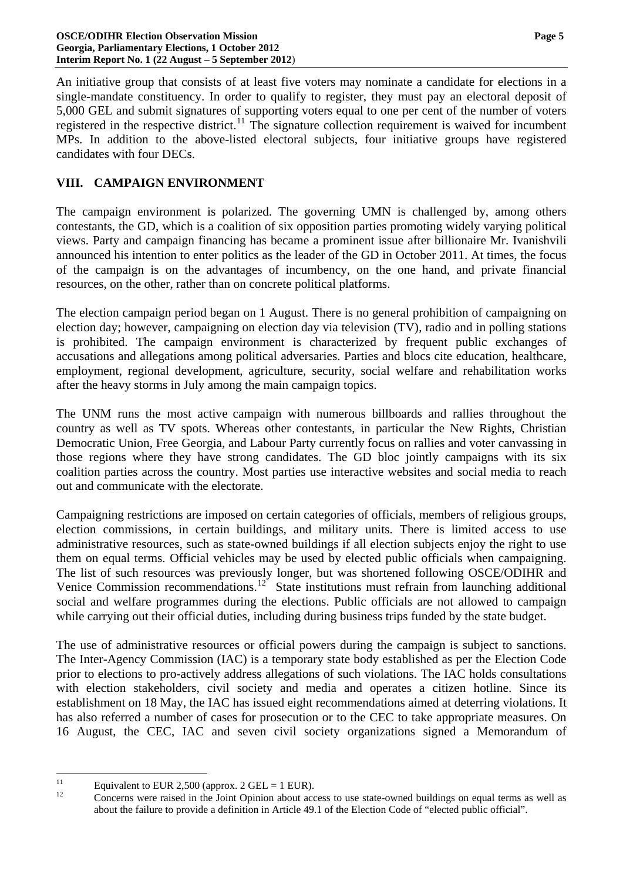An initiative group that consists of at least five voters may nominate a candidate for elections in a single-mandate constituency. In order to qualify to register, they must pay an electoral deposit of 5,000 GEL and submit signatures of supporting voters equal to one per cent of the number of voters registered in the respective district.[11] The signature collection requirement is waived for incumbent MPs. In addition to the above-listed electoral subjects, four initiative groups have registered candidates with four DECs.

## VIII. CAMPAIGN ENVIRONMENT

The campaign environment is polarized. The governing UMN is challenged by, among others contestants, the GD, which is a coalition of six opposition parties promoting widely varying political views. Party and campaign financing has became a prominent issue after billionaire Mr. Ivanishvili announced his intention to enter politics as the leader of the GD in October 2011. At times, the focus of the campaign is on the advantages of incumbency, on the one hand, and private financial resources, on the other, rather than on concrete political platforms.

The election campaign period began on 1 August. There is no general prohibition of campaigning on election day; however, campaigning on election day via television (TV), radio and in polling stations is prohibited. The campaign environment is characterized by frequent public exchanges of accusations and allegations among political adversaries. Parties and blocs cite education, healthcare, employment, regional development, agriculture, security, social welfare and rehabilitation works after the heavy storms in July among the main campaign topics.

The UNM runs the most active campaign with numerous billboards and rallies throughout the country as well as TV spots. Whereas other contestants, in particular the New Rights, Christian Democratic Union, Free Georgia, and Labour Party currently focus on rallies and voter canvassing in those regions where they have strong candidates. The GD bloc jointly campaigns with its six coalition parties across the country. Most parties use interactive websites and social media to reach out and communicate with the electorate.

Campaigning restrictions are imposed on certain categories of officials, members of religious groups, election commissions, in certain buildings, and military units. There is limited access to use administrative resources, such as state-owned buildings if all election subjects enjoy the right to use them on equal terms. Official vehicles may be used by elected public officials when campaigning. The list of such resources was previously longer, but was shortened following OSCE/ODIHR and Venice Commission recommendations.[12] State institutions must refrain from launching additional social and welfare programmes during the elections. Public officials are not allowed to campaign while carrying out their official duties, including during business trips funded by the state budget.

The use of administrative resources or official powers during the campaign is subject to sanctions. The Inter-Agency Commission (IAC) is a temporary state body established as per the Election Code prior to elections to pro-actively address allegations of such violations. The IAC holds consultations with election stakeholders, civil society and media and operates a citizen hotline. Since its establishment on 18 May, the IAC has issued eight recommendations aimed at deterring violations. It has also referred a number of cases for prosecution or to the CEC to take appropriate measures. On 16 August, the CEC, IAC and seven civil society organizations signed a Memorandum of

---

[11] Equivalent to EUR 2,500 (approx. 2 GEL = 1 EUR).

[12] Concerns were raised in the Joint Opinion about access to use state-owned buildings on equal terms as well as about the failure to provide a definition in Article 49.1 of the Election Code of "elected public official".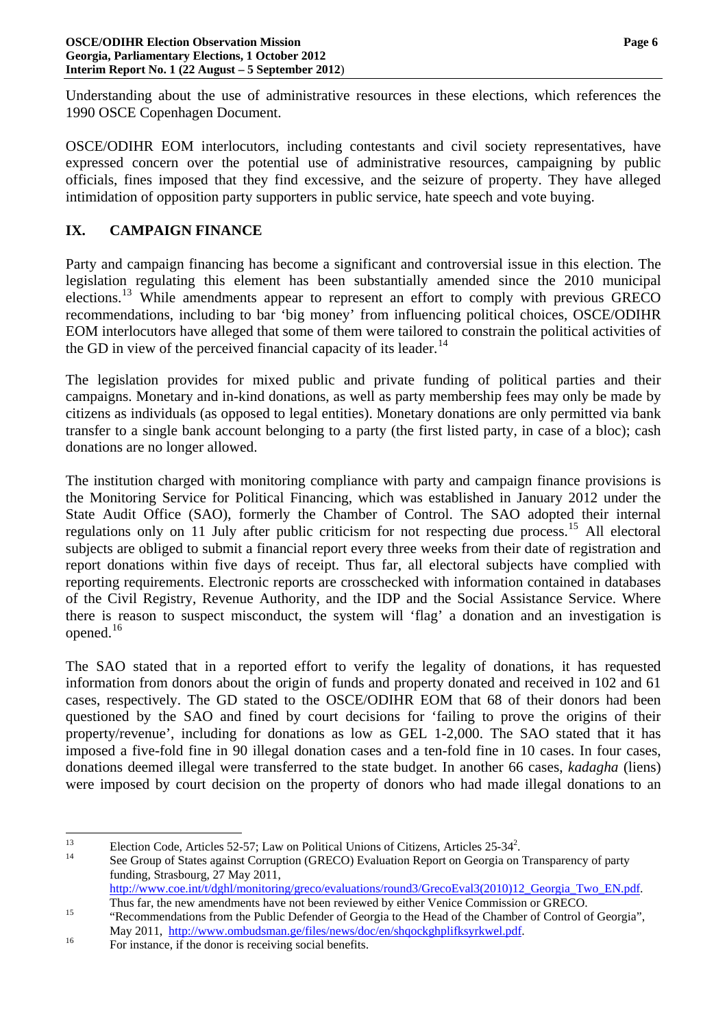Understanding about the use of administrative resources in these elections, which references the 1990 OSCE Copenhagen Document.

OSCE/ODIHR EOM interlocutors, including contestants and civil society representatives, have expressed concern over the potential use of administrative resources, campaigning by public officials, fines imposed that they find excessive, and the seizure of property. They have alleged intimidation of opposition party supporters in public service, hate speech and vote buying.

## IX. CAMPAIGN FINANCE

Party and campaign financing has become a significant and controversial issue in this election. The legislation regulating this element has been substantially amended since the 2010 municipal elections.[13] While amendments appear to represent an effort to comply with previous GRECO recommendations, including to bar 'big money' from influencing political choices, OSCE/ODIHR EOM interlocutors have alleged that some of them were tailored to constrain the political activities of the GD in view of the perceived financial capacity of its leader.[14]

The legislation provides for mixed public and private funding of political parties and their campaigns. Monetary and in-kind donations, as well as party membership fees may only be made by citizens as individuals (as opposed to legal entities). Monetary donations are only permitted via bank transfer to a single bank account belonging to a party (the first listed party, in case of a bloc); cash donations are no longer allowed.

The institution charged with monitoring compliance with party and campaign finance provisions is the Monitoring Service for Political Financing, which was established in January 2012 under the State Audit Office (SAO), formerly the Chamber of Control. The SAO adopted their internal regulations only on 11 July after public criticism for not respecting due process.[15] All electoral subjects are obliged to submit a financial report every three weeks from their date of registration and report donations within five days of receipt. Thus far, all electoral subjects have complied with reporting requirements. Electronic reports are crosschecked with information contained in databases of the Civil Registry, Revenue Authority, and the IDP and the Social Assistance Service. Where there is reason to suspect misconduct, the system will 'flag' a donation and an investigation is opened.[16]

The SAO stated that in a reported effort to verify the legality of donations, it has requested information from donors about the origin of funds and property donated and received in 102 and 61 cases, respectively. The GD stated to the OSCE/ODIHR EOM that 68 of their donors had been questioned by the SAO and fined by court decisions for 'failing to prove the origins of their property/revenue', including for donations as low as GEL 1-2,000. The SAO stated that it has imposed a five-fold fine in 90 illegal donation cases and a ten-fold fine in 10 cases. In four cases, donations deemed illegal were transferred to the state budget. In another 66 cases, *kadagha* (liens) were imposed by court decision on the property of donors who had made illegal donations to an

---

[13] Election Code, Articles 52-57; Law on Political Unions of Citizens, Articles 25-34[2].

[14] See Group of States against Corruption (GRECO) Evaluation Report on Georgia on Transparency of party funding, Strasbourg, 27 May 2011, http://www.coe.int/t/dghl/monitoring/greco/evaluations/round3/GrecoEval3(2010)12_Georgia_Two_EN.pdf. Thus far, the new amendments have not been reviewed by either Venice Commission or GRECO.

[15] "Recommendations from the Public Defender of Georgia to the Head of the Chamber of Control of Georgia", May 2011, http://www.ombudsman.ge/files/news/doc/en/shqockghplifksyrkwel.pdf.

[16] For instance, if the donor is receiving social benefits.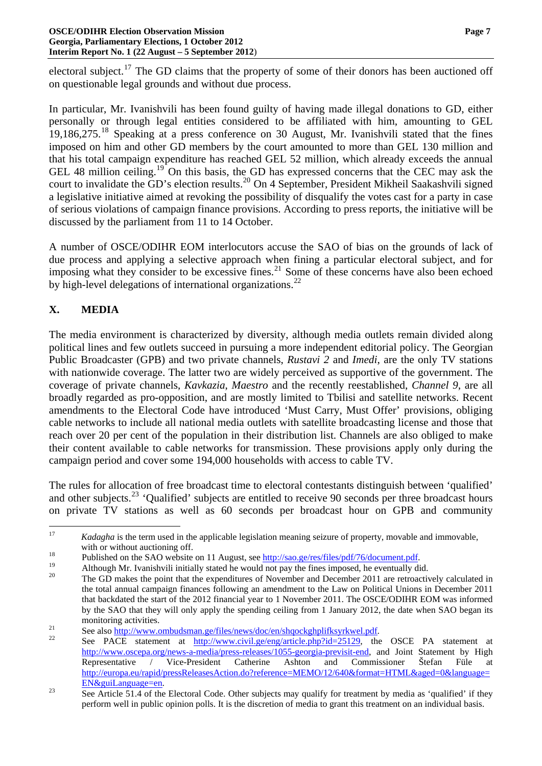electoral subject.[17] The GD claims that the property of some of their donors has been auctioned off on questionable legal grounds and without due process.

In particular, Mr. Ivanishvili has been found guilty of having made illegal donations to GD, either personally or through legal entities considered to be affiliated with him, amounting to GEL 19,186,275.[18] Speaking at a press conference on 30 August, Mr. Ivanishvili stated that the fines imposed on him and other GD members by the court amounted to more than GEL 130 million and that his total campaign expenditure has reached GEL 52 million, which already exceeds the annual GEL 48 million ceiling.[19] On this basis, the GD has expressed concerns that the CEC may ask the court to invalidate the GD's election results.[20] On 4 September, President Mikheil Saakashvili signed a legislative initiative aimed at revoking the possibility of disqualify the votes cast for a party in case of serious violations of campaign finance provisions. According to press reports, the initiative will be discussed by the parliament from 11 to 14 October.

A number of OSCE/ODIHR EOM interlocutors accuse the SAO of bias on the grounds of lack of due process and applying a selective approach when fining a particular electoral subject, and for imposing what they consider to be excessive fines.[21] Some of these concerns have also been echoed by high-level delegations of international organizations.[22]

## X. MEDIA

The media environment is characterized by diversity, although media outlets remain divided along political lines and few outlets succeed in pursuing a more independent editorial policy. The Georgian Public Broadcaster (GPB) and two private channels, *Rustavi 2* and *Imedi*, are the only TV stations with nationwide coverage. The latter two are widely perceived as supportive of the government. The coverage of private channels, *Kavkazia*, *Maestro* and the recently reestablished, *Channel 9*, are all broadly regarded as pro-opposition, and are mostly limited to Tbilisi and satellite networks. Recent amendments to the Electoral Code have introduced 'Must Carry, Must Offer' provisions, obliging cable networks to include all national media outlets with satellite broadcasting license and those that reach over 20 per cent of the population in their distribution list. Channels are also obliged to make their content available to cable networks for transmission. These provisions apply only during the campaign period and cover some 194,000 households with access to cable TV.

The rules for allocation of free broadcast time to electoral contestants distinguish between 'qualified' and other subjects.[23] 'Qualified' subjects are entitled to receive 90 seconds per three broadcast hours on private TV stations as well as 60 seconds per broadcast hour on GPB and community

---

[17] *Kadagha* is the term used in the applicable legislation meaning seizure of property, movable and immovable, with or without auctioning off.

[18] Published on the SAO website on 11 August, see http://sao.ge/res/files/pdf/76/document.pdf.

[19] Although Mr. Ivanishvili initially stated he would not pay the fines imposed, he eventually did.

[20] The GD makes the point that the expenditures of November and December 2011 are retroactively calculated in the total annual campaign finances following an amendment to the Law on Political Unions in December 2011 that backdated the start of the 2012 financial year to 1 November 2011. The OSCE/ODIHR EOM was informed by the SAO that they will only apply the spending ceiling from 1 January 2012, the date when SAO began its monitoring activities.

[21] See also http://www.ombudsman.ge/files/news/doc/en/shqockghplifksyrkwel.pdf.

[22] See PACE statement at http://www.civil.ge/eng/article.php?id=25129, the OSCE PA statement at http://www.oscepa.org/news-a-media/press-releases/1055-georgia-previsit-end, and Joint Statement by High Representative / Vice-President Catherine Ashton and Commissioner Štefan Füle at http://europa.eu/rapid/pressReleasesAction.do?reference=MEMO/12/640&format=HTML&aged=0&language=EN&guiLanguage=en.

[23] See Article 51.4 of the Electoral Code. Other subjects may qualify for treatment by media as 'qualified' if they perform well in public opinion polls. It is the discretion of media to grant this treatment on an individual basis.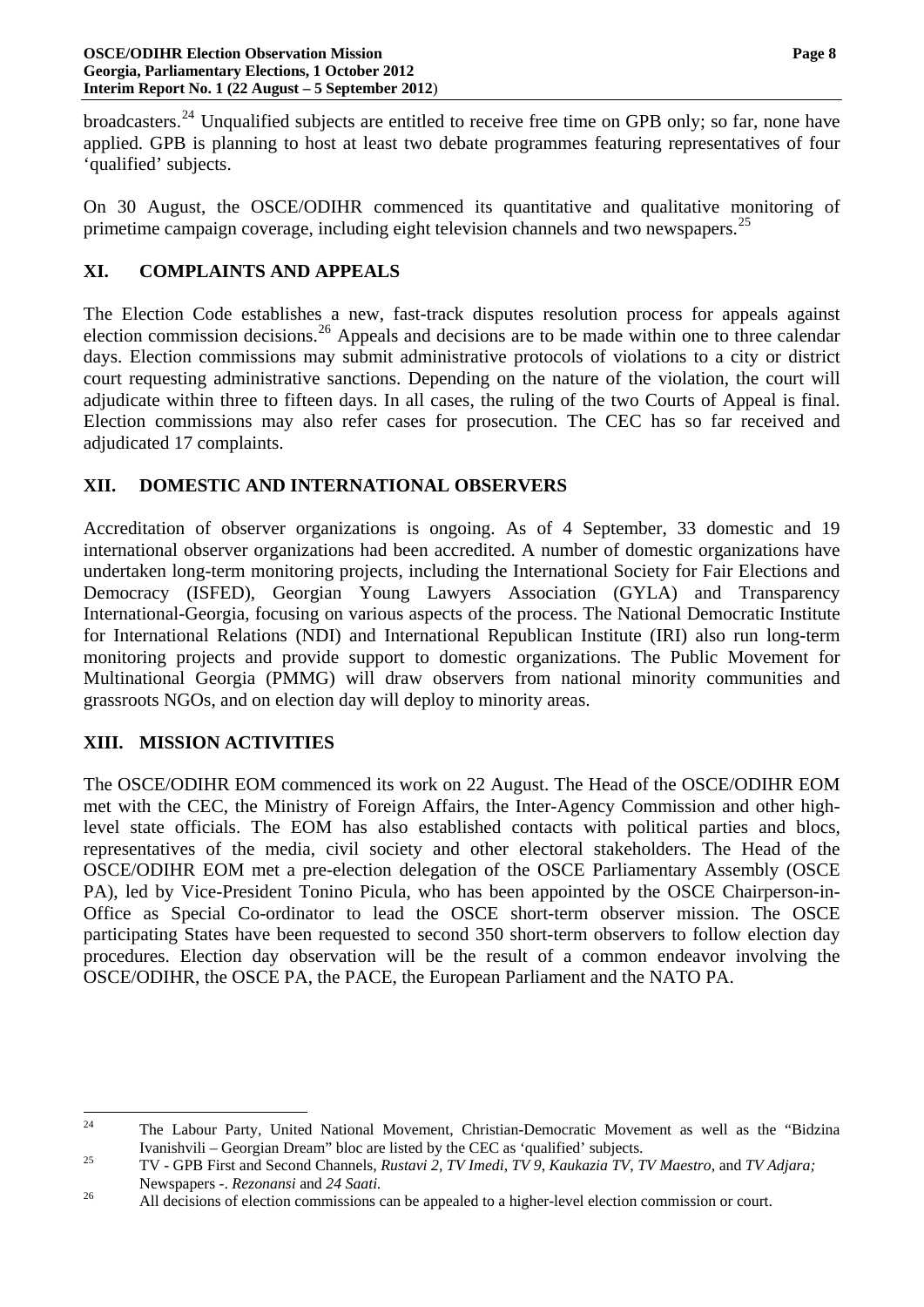broadcasters.[24] Unqualified subjects are entitled to receive free time on GPB only; so far, none have applied. GPB is planning to host at least two debate programmes featuring representatives of four 'qualified' subjects.

On 30 August, the OSCE/ODIHR commenced its quantitative and qualitative monitoring of primetime campaign coverage, including eight television channels and two newspapers.[25]

## XI. COMPLAINTS AND APPEALS

The Election Code establishes a new, fast-track disputes resolution process for appeals against election commission decisions.[26] Appeals and decisions are to be made within one to three calendar days. Election commissions may submit administrative protocols of violations to a city or district court requesting administrative sanctions. Depending on the nature of the violation, the court will adjudicate within three to fifteen days. In all cases, the ruling of the two Courts of Appeal is final. Election commissions may also refer cases for prosecution. The CEC has so far received and adjudicated 17 complaints.

## XII. DOMESTIC AND INTERNATIONAL OBSERVERS

Accreditation of observer organizations is ongoing. As of 4 September, 33 domestic and 19 international observer organizations had been accredited. A number of domestic organizations have undertaken long-term monitoring projects, including the International Society for Fair Elections and Democracy (ISFED), Georgian Young Lawyers Association (GYLA) and Transparency International-Georgia, focusing on various aspects of the process. The National Democratic Institute for International Relations (NDI) and International Republican Institute (IRI) also run long-term monitoring projects and provide support to domestic organizations. The Public Movement for Multinational Georgia (PMMG) will draw observers from national minority communities and grassroots NGOs, and on election day will deploy to minority areas.

## XIII. MISSION ACTIVITIES

The OSCE/ODIHR EOM commenced its work on 22 August. The Head of the OSCE/ODIHR EOM met with the CEC, the Ministry of Foreign Affairs, the Inter-Agency Commission and other high-level state officials. The EOM has also established contacts with political parties and blocs, representatives of the media, civil society and other electoral stakeholders. The Head of the OSCE/ODIHR EOM met a pre-election delegation of the OSCE Parliamentary Assembly (OSCE PA), led by Vice-President Tonino Picula, who has been appointed by the OSCE Chairperson-in-Office as Special Co-ordinator to lead the OSCE short-term observer mission. The OSCE participating States have been requested to second 350 short-term observers to follow election day procedures. Election day observation will be the result of a common endeavor involving the OSCE/ODIHR, the OSCE PA, the PACE, the European Parliament and the NATO PA.

---

[24] The Labour Party, United National Movement, Christian-Democratic Movement as well as the "Bidzina Ivanishvili – Georgian Dream" bloc are listed by the CEC as 'qualified' subjects.

[25] TV - GPB First and Second Channels, *Rustavi 2*, *TV Imedi*, *TV 9*, *Kaukazia TV*, *TV Maestro*, and *TV Adjara;* Newspapers -. *Rezonansi* and *24 Saati.*

[26] All decisions of election commissions can be appealed to a higher-level election commission or court.